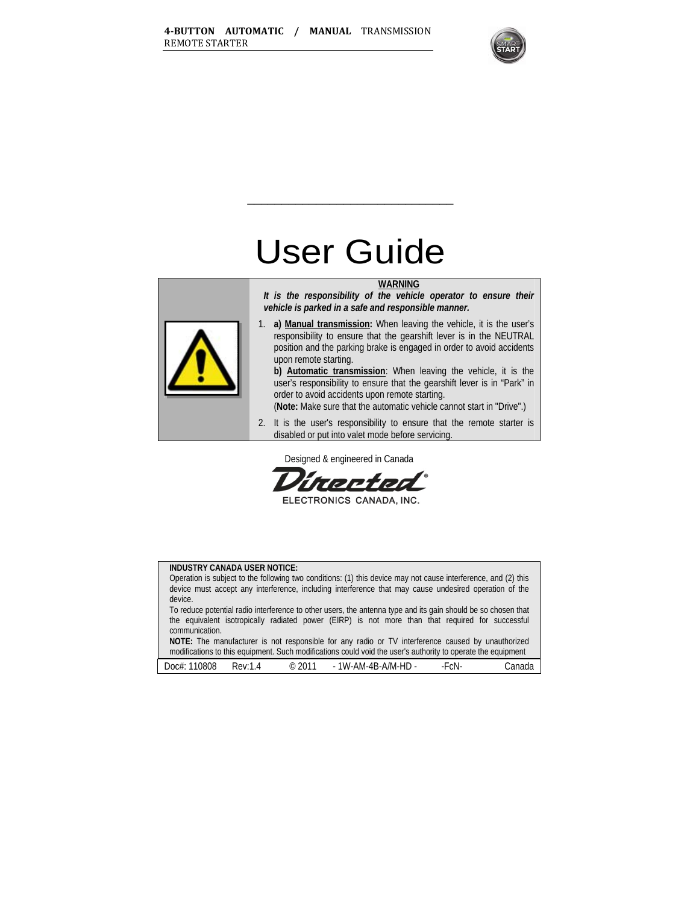**4-BUTTON AUTOMATIC / MANUAL** TRANSMISSION REMOTE STARTER

# User Guide

**WARNING**

***It is the responsibility of the vehicle operator to ensure their vehicle is parked in a safe and responsible manner.***

1. **a) Manual transmission:** When leaving the vehicle, it is the user's responsibility to ensure that the gearshift lever is in the NEUTRAL position and the parking brake is engaged in order to avoid accidents upon remote starting.
   **b) Automatic transmission**: When leaving the vehicle, it is the user's responsibility to ensure that the gearshift lever is in "Park" in order to avoid accidents upon remote starting.
   (**Note:** Make sure that the automatic vehicle cannot start in "Drive".)
2. It is the user's responsibility to ensure that the remote starter is disabled or put into valet mode before servicing.

Designed & engineered in Canada

Directed® ELECTRONICS CANADA, INC.

**INDUSTRY CANADA USER NOTICE:**
Operation is subject to the following two conditions: (1) this device may not cause interference, and (2) this device must accept any interference, including interference that may cause undesired operation of the device.
To reduce potential radio interference to other users, the antenna type and its gain should be so chosen that the equivalent isotropically radiated power (EIRP) is not more than that required for successful communication.
**NOTE:** The manufacturer is not responsible for any radio or TV interference caused by unauthorized modifications to this equipment. Such modifications could void the user's authority to operate the equipment

Doc#: 110808 Rev:1.4 © 2011 - 1W-AM-4B-A/M-HD - -FcN- Canada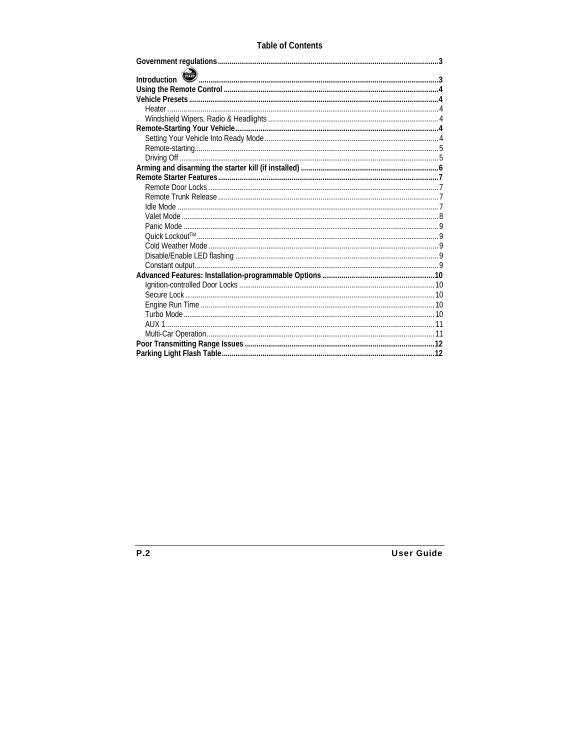# Table of Contents

**Government regulations** ........ 3

**Introduction** ........ 3

**Using the Remote Control** ........ 4

**Vehicle Presets** ........ 4

- Heater ........ 4
- Windshield Wipers, Radio & Headlights ........ 4

**Remote-Starting Your Vehicle** ........ 4

- Setting Your Vehicle Into Ready Mode ........ 4
- Remote-starting ........ 5
- Driving Off ........ 5

**Arming and disarming the starter kill (if installed)** ........ 6

**Remote Starter Features** ........ 7

- Remote Door Locks ........ 7
- Remote Trunk Release ........ 7
- Idle Mode ........ 7
- Valet Mode ........ 8
- Panic Mode ........ 9
- Quick Lockout™ ........ 9
- Cold Weather Mode ........ 9
- Disable/Enable LED flashing ........ 9
- Constant output ........ 9

**Advanced Features: Installation-programmable Options** ........ 10

- Ignition-controlled Door Locks ........ 10
- Secure Lock ........ 10
- Engine Run Time ........ 10
- Turbo Mode ........ 10
- AUX 1 ........ 11
- Multi-Car Operation ........ 11

**Poor Transmitting Range Issues** ........ 12

**Parking Light Flash Table** ........ 12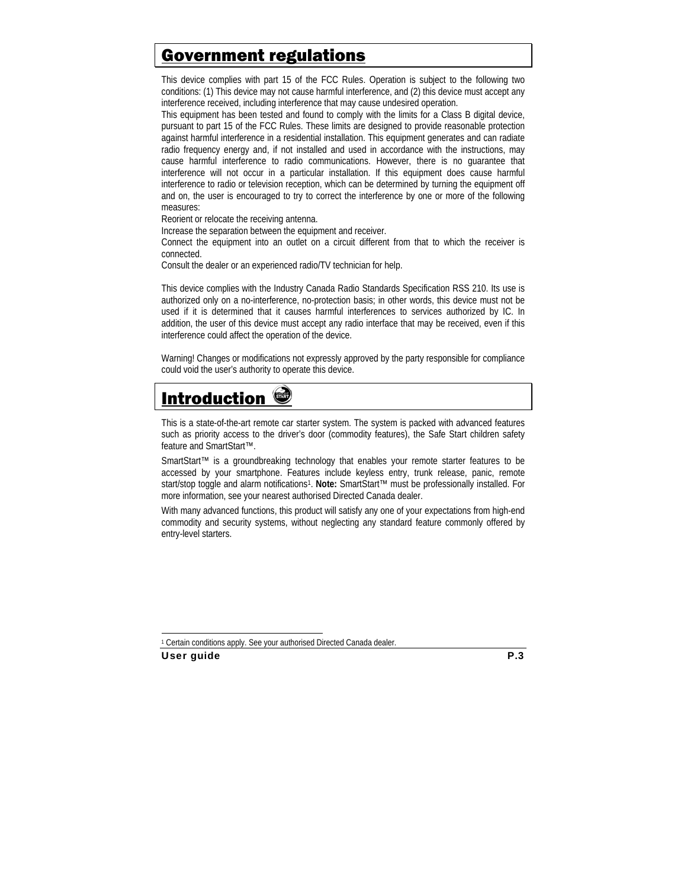## Government regulations

This device complies with part 15 of the FCC Rules. Operation is subject to the following two conditions: (1) This device may not cause harmful interference, and (2) this device must accept any interference received, including interference that may cause undesired operation.

This equipment has been tested and found to comply with the limits for a Class B digital device, pursuant to part 15 of the FCC Rules. These limits are designed to provide reasonable protection against harmful interference in a residential installation. This equipment generates and can radiate radio frequency energy and, if not installed and used in accordance with the instructions, may cause harmful interference to radio communications. However, there is no guarantee that interference will not occur in a particular installation. If this equipment does cause harmful interference to radio or television reception, which can be determined by turning the equipment off and on, the user is encouraged to try to correct the interference by one or more of the following measures:

Reorient or relocate the receiving antenna.

Increase the separation between the equipment and receiver.

Connect the equipment into an outlet on a circuit different from that to which the receiver is connected.

Consult the dealer or an experienced radio/TV technician for help.

This device complies with the Industry Canada Radio Standards Specification RSS 210. Its use is authorized only on a no-interference, no-protection basis; in other words, this device must not be used if it is determined that it causes harmful interferences to services authorized by IC. In addition, the user of this device must accept any radio interface that may be received, even if this interference could affect the operation of the device.

Warning! Changes or modifications not expressly approved by the party responsible for compliance could void the user's authority to operate this device.

## Introduction

This is a state-of-the-art remote car starter system. The system is packed with advanced features such as priority access to the driver's door (commodity features), the Safe Start children safety feature and SmartStart™.

SmartStart™ is a groundbreaking technology that enables your remote starter features to be accessed by your smartphone. Features include keyless entry, trunk release, panic, remote start/stop toggle and alarm notifications[1]. **Note:** SmartStart™ must be professionally installed. For more information, see your nearest authorised Directed Canada dealer.

With many advanced functions, this product will satisfy any one of your expectations from high-end commodity and security systems, without neglecting any standard feature commonly offered by entry-level starters.

[1] Certain conditions apply. See your authorised Directed Canada dealer.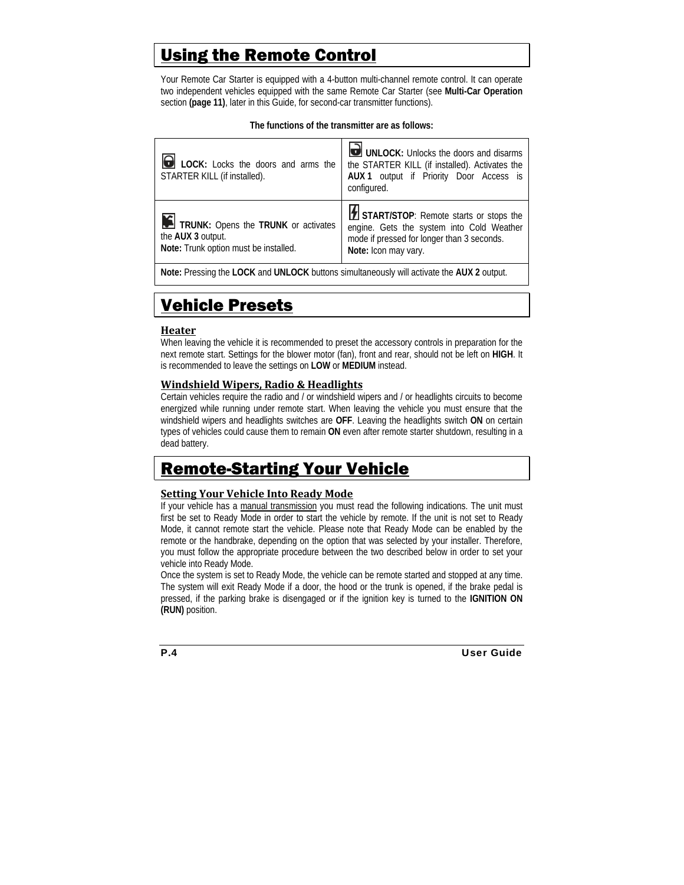# Using the Remote Control

Your Remote Car Starter is equipped with a 4-button multi-channel remote control. It can operate two independent vehicles equipped with the same Remote Car Starter (see **Multi-Car Operation** section **(page 11)**, later in this Guide, for second-car transmitter functions).

**The functions of the transmitter are as follows:**

| | |
|---|---|
| **LOCK:** Locks the doors and arms the STARTER KILL (if installed). | **UNLOCK:** Unlocks the doors and disarms the STARTER KILL (if installed). Activates the **AUX 1** output if Priority Door Access is configured. |
| **TRUNK:** Opens the **TRUNK** or activates the **AUX 3** output.<br>**Note:** Trunk option must be installed. | **START/STOP**: Remote starts or stops the engine. Gets the system into Cold Weather mode if pressed for longer than 3 seconds.<br>**Note:** Icon may vary. |
| **Note:** Pressing the **LOCK** and **UNLOCK** buttons simultaneously will activate the **AUX 2** output. | |

# Vehicle Presets

## Heater

When leaving the vehicle it is recommended to preset the accessory controls in preparation for the next remote start. Settings for the blower motor (fan), front and rear, should not be left on **HIGH**. It is recommended to leave the settings on **LOW** or **MEDIUM** instead.

## Windshield Wipers, Radio & Headlights

Certain vehicles require the radio and / or windshield wipers and / or headlights circuits to become energized while running under remote start. When leaving the vehicle you must ensure that the windshield wipers and headlights switches are **OFF**. Leaving the headlights switch **ON** on certain types of vehicles could cause them to remain **ON** even after remote starter shutdown, resulting in a dead battery.

# Remote-Starting Your Vehicle

## Setting Your Vehicle Into Ready Mode

If your vehicle has a manual transmission you must read the following indications. The unit must first be set to Ready Mode in order to start the vehicle by remote. If the unit is not set to Ready Mode, it cannot remote start the vehicle. Please note that Ready Mode can be enabled by the remote or the handbrake, depending on the option that was selected by your installer. Therefore, you must follow the appropriate procedure between the two described below in order to set your vehicle into Ready Mode.

Once the system is set to Ready Mode, the vehicle can be remote started and stopped at any time. The system will exit Ready Mode if a door, the hood or the trunk is opened, if the brake pedal is pressed, if the parking brake is disengaged or if the ignition key is turned to the **IGNITION ON (RUN)** position.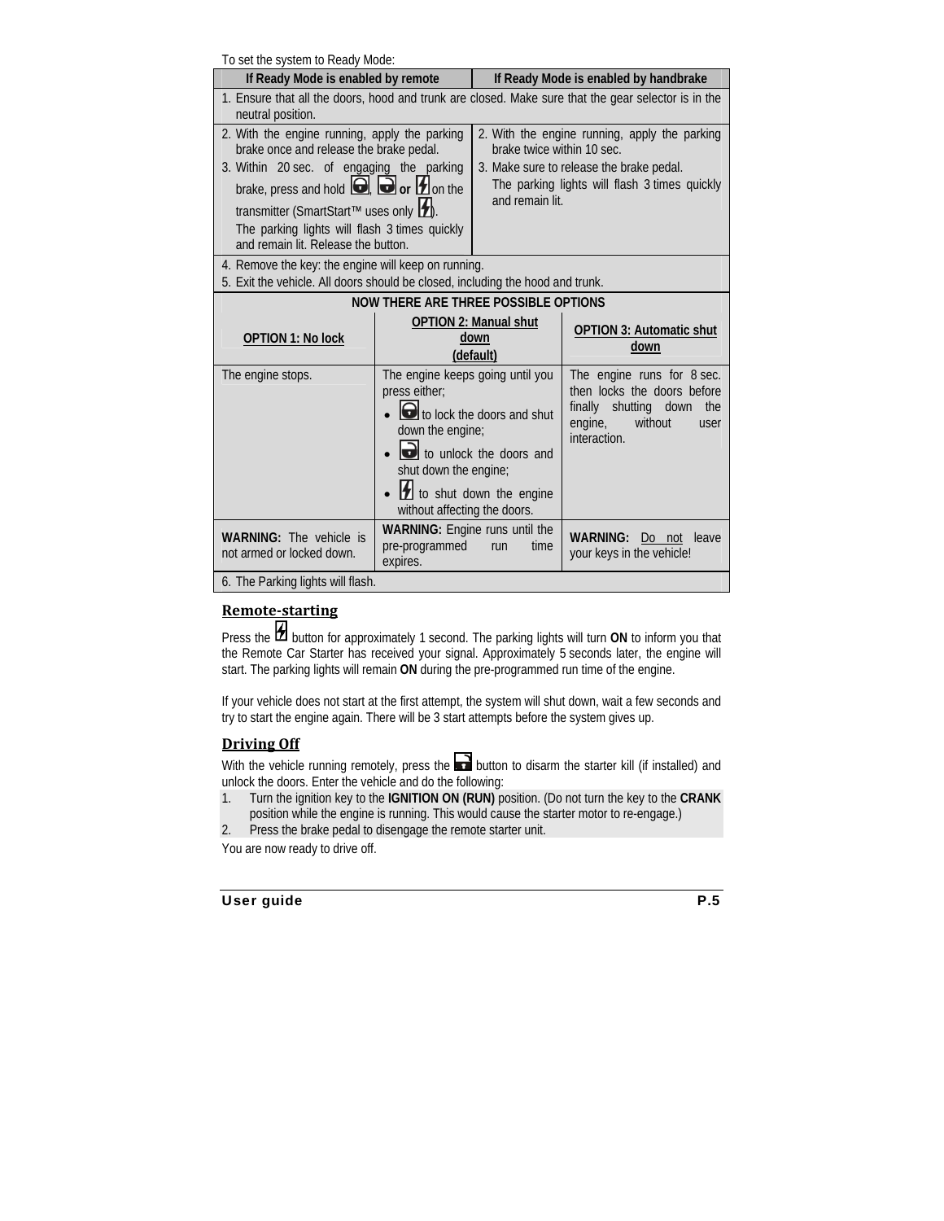To set the system to Ready Mode:

| If Ready Mode is enabled by remote | If Ready Mode is enabled by handbrake |
| --- | --- |
| 1. Ensure that all the doors, hood and trunk are closed. Make sure that the gear selector is in the neutral position. | |
| 2. With the engine running, apply the parking brake once and release the brake pedal.<br>3. Within 20 sec. of engaging the parking brake, press and hold [lock], [unlock] **or** [start] on the transmitter (SmartStart™ uses only [start]).<br>The parking lights will flash 3 times quickly and remain lit. Release the button. | 2. With the engine running, apply the parking brake twice within 10 sec.<br>3. Make sure to release the brake pedal.<br>The parking lights will flash 3 times quickly and remain lit. |
| 4. Remove the key: the engine will keep on running.<br>5. Exit the vehicle. All doors should be closed, including the hood and trunk. | |

**NOW THERE ARE THREE POSSIBLE OPTIONS**

| OPTION 1: No lock | OPTION 2: Manual shut down (default) | OPTION 3: Automatic shut down |
| --- | --- | --- |
| The engine stops. | The engine keeps going until you press either;<br>• [lock] to lock the doors and shut down the engine;<br>• [unlock] to unlock the doors and shut down the engine;<br>• [start] to shut down the engine without affecting the doors. | The engine runs for 8 sec. then locks the doors before finally shutting down the engine, without user interaction. |
| **WARNING:** The vehicle is not armed or locked down. | **WARNING:** Engine runs until the pre-programmed run time expires. | **WARNING:** Do not leave your keys in the vehicle! |
| 6. The Parking lights will flash. | | |

## Remote-starting

Press the [start] button for approximately 1 second. The parking lights will turn **ON** to inform you that the Remote Car Starter has received your signal. Approximately 5 seconds later, the engine will start. The parking lights will remain **ON** during the pre-programmed run time of the engine.

If your vehicle does not start at the first attempt, the system will shut down, wait a few seconds and try to start the engine again. There will be 3 start attempts before the system gives up.

## Driving Off

With the vehicle running remotely, press the [unlock] button to disarm the starter kill (if installed) and unlock the doors. Enter the vehicle and do the following:

1. Turn the ignition key to the **IGNITION ON (RUN)** position. (Do not turn the key to the **CRANK** position while the engine is running. This would cause the starter motor to re-engage.)
2. Press the brake pedal to disengage the remote starter unit.

You are now ready to drive off.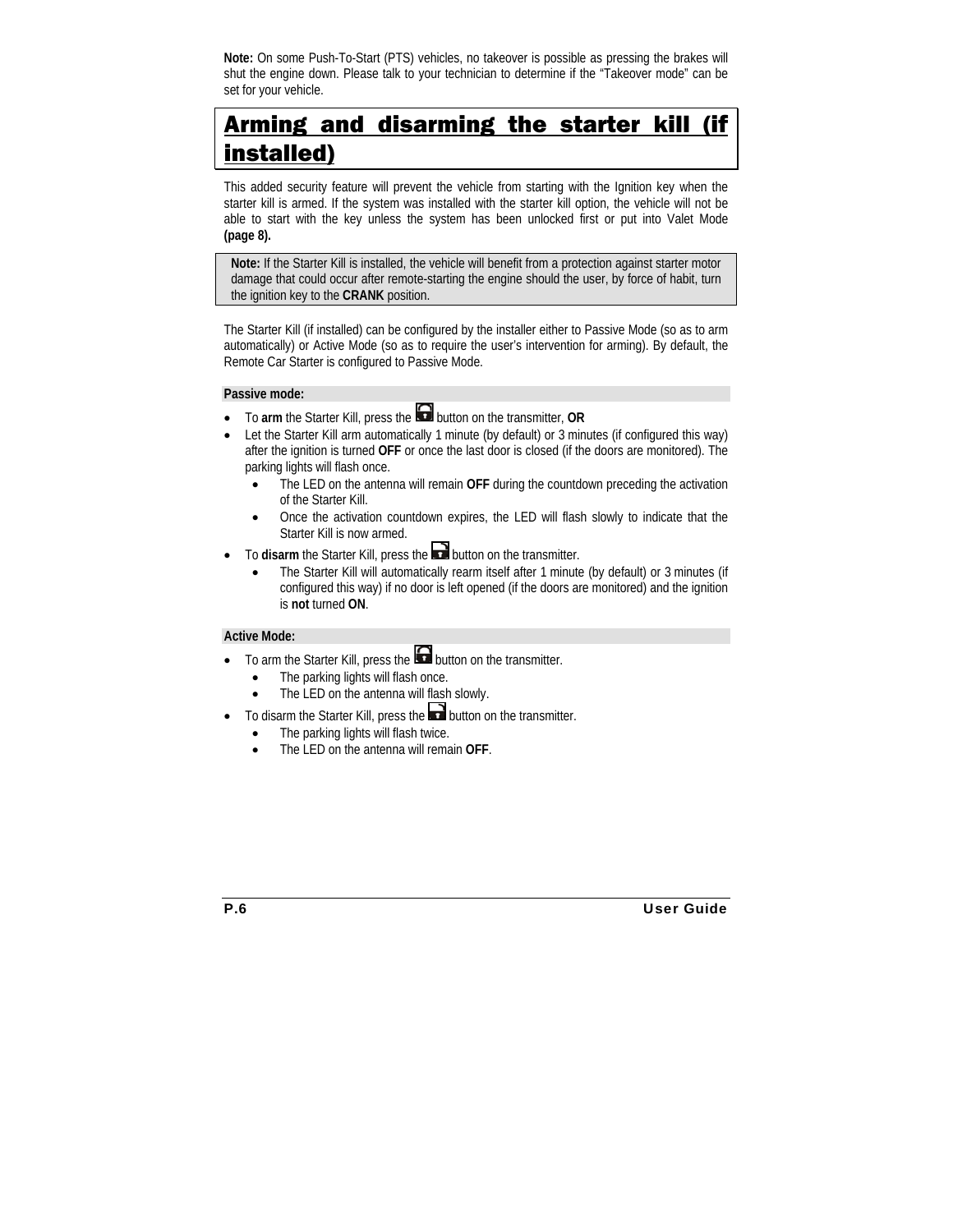**Note:** On some Push-To-Start (PTS) vehicles, no takeover is possible as pressing the brakes will shut the engine down. Please talk to your technician to determine if the "Takeover mode" can be set for your vehicle.

# Arming and disarming the starter kill (if installed)

This added security feature will prevent the vehicle from starting with the Ignition key when the starter kill is armed. If the system was installed with the starter kill option, the vehicle will not be able to start with the key unless the system has been unlocked first or put into Valet Mode **(page 8).**

> **Note:** If the Starter Kill is installed, the vehicle will benefit from a protection against starter motor damage that could occur after remote-starting the engine should the user, by force of habit, turn the ignition key to the **CRANK** position.

The Starter Kill (if installed) can be configured by the installer either to Passive Mode (so as to arm automatically) or Active Mode (so as to require the user's intervention for arming). By default, the Remote Car Starter is configured to Passive Mode.

**Passive mode:**

- To **arm** the Starter Kill, press the button on the transmitter, **OR**
- Let the Starter Kill arm automatically 1 minute (by default) or 3 minutes (if configured this way) after the ignition is turned **OFF** or once the last door is closed (if the doors are monitored). The parking lights will flash once.
  - The LED on the antenna will remain **OFF** during the countdown preceding the activation of the Starter Kill.
  - Once the activation countdown expires, the LED will flash slowly to indicate that the Starter Kill is now armed.
- To **disarm** the Starter Kill, press the button on the transmitter.
  - The Starter Kill will automatically rearm itself after 1 minute (by default) or 3 minutes (if configured this way) if no door is left opened (if the doors are monitored) and the ignition is **not** turned **ON**.

**Active Mode:**

- To arm the Starter Kill, press the button on the transmitter.
  - The parking lights will flash once.
  - The LED on the antenna will flash slowly.
- To disarm the Starter Kill, press the button on the transmitter.
  - The parking lights will flash twice.
  - The LED on the antenna will remain **OFF**.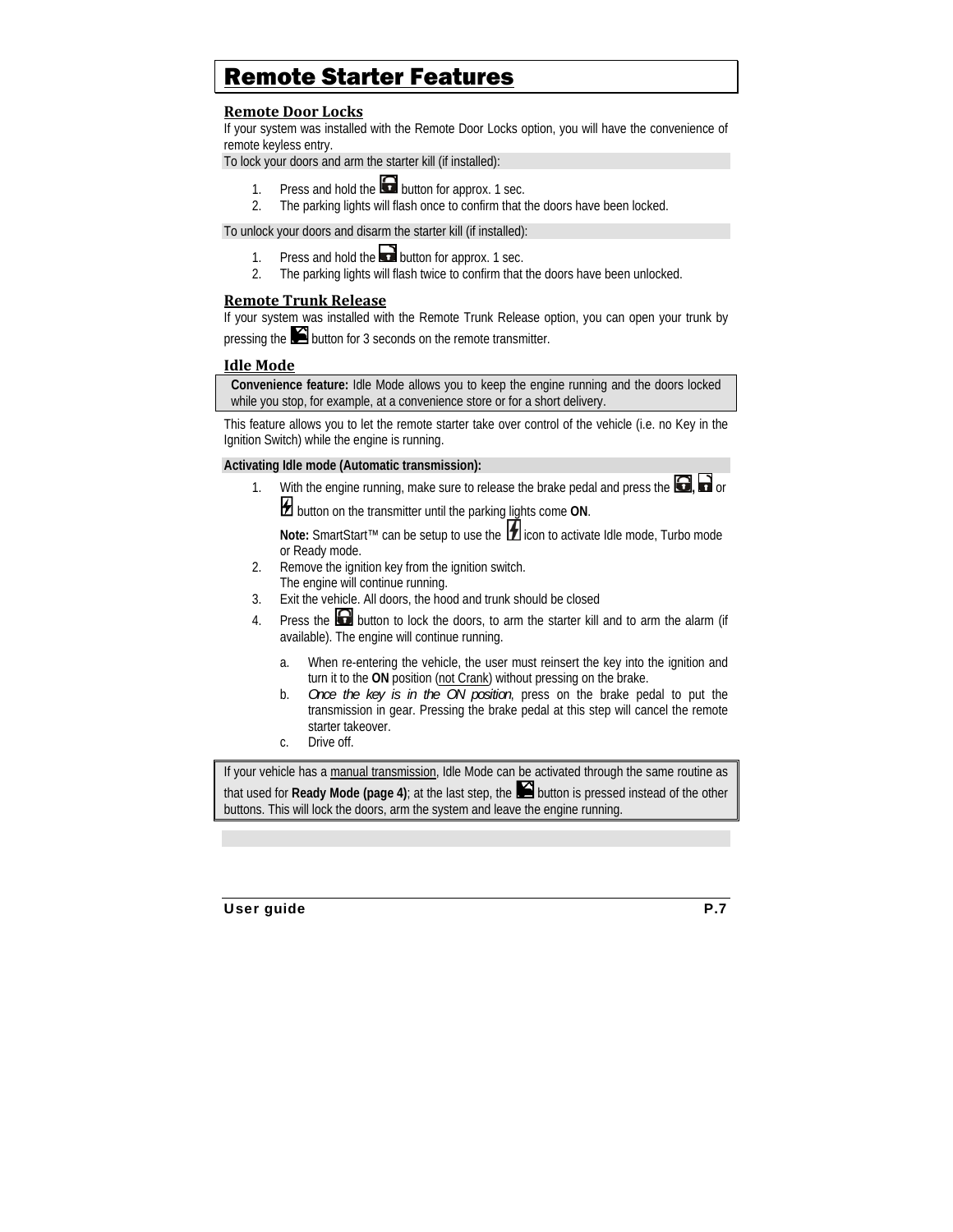# Remote Starter Features

## Remote Door Locks

If your system was installed with the Remote Door Locks option, you will have the convenience of remote keyless entry.

To lock your doors and arm the starter kill (if installed):

1. Press and hold the button for approx. 1 sec.
2. The parking lights will flash once to confirm that the doors have been locked.

To unlock your doors and disarm the starter kill (if installed):

1. Press and hold the button for approx. 1 sec.
2. The parking lights will flash twice to confirm that the doors have been unlocked.

## Remote Trunk Release

If your system was installed with the Remote Trunk Release option, you can open your trunk by pressing the button for 3 seconds on the remote transmitter.

## Idle Mode

**Convenience feature:** Idle Mode allows you to keep the engine running and the doors locked while you stop, for example, at a convenience store or for a short delivery.

This feature allows you to let the remote starter take over control of the vehicle (i.e. no Key in the Ignition Switch) while the engine is running.

**Activating Idle mode (Automatic transmission):**

1. With the engine running, make sure to release the brake pedal and press the , or button on the transmitter until the parking lights come **ON**.

   **Note:** SmartStart™ can be setup to use the icon to activate Idle mode, Turbo mode or Ready mode.
2. Remove the ignition key from the ignition switch.
   The engine will continue running.
3. Exit the vehicle. All doors, the hood and trunk should be closed
4. Press the button to lock the doors, to arm the starter kill and to arm the alarm (if available). The engine will continue running.
   a. When re-entering the vehicle, the user must reinsert the key into the ignition and turn it to the **ON** position (not Crank) without pressing on the brake.
   b. *Once the key is in the ON position*, press on the brake pedal to put the transmission in gear. Pressing the brake pedal at this step will cancel the remote starter takeover.
   c. Drive off.

If your vehicle has a manual transmission, Idle Mode can be activated through the same routine as that used for **Ready Mode (page 4)**; at the last step, the button is pressed instead of the other buttons. This will lock the doors, arm the system and leave the engine running.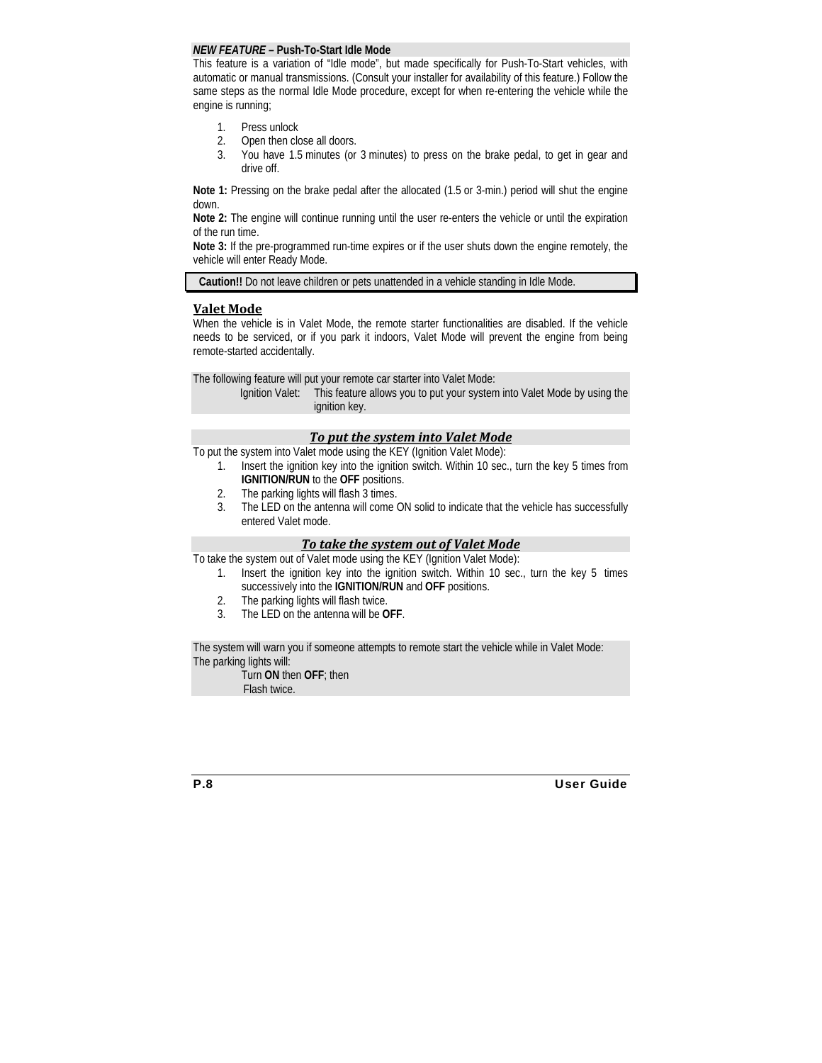***NEW FEATURE* – Push-To-Start Idle Mode**

This feature is a variation of "Idle mode", but made specifically for Push-To-Start vehicles, with automatic or manual transmissions. (Consult your installer for availability of this feature.) Follow the same steps as the normal Idle Mode procedure, except for when re-entering the vehicle while the engine is running;

1. Press unlock
2. Open then close all doors.
3. You have 1.5 minutes (or 3 minutes) to press on the brake pedal, to get in gear and drive off.

**Note 1:** Pressing on the brake pedal after the allocated (1.5 or 3-min.) period will shut the engine down.

**Note 2:** The engine will continue running until the user re-enters the vehicle or until the expiration of the run time.

**Note 3:** If the pre-programmed run-time expires or if the user shuts down the engine remotely, the vehicle will enter Ready Mode.

**Caution!!** Do not leave children or pets unattended in a vehicle standing in Idle Mode.

## Valet Mode

When the vehicle is in Valet Mode, the remote starter functionalities are disabled. If the vehicle needs to be serviced, or if you park it indoors, Valet Mode will prevent the engine from being remote-started accidentally.

The following feature will put your remote car starter into Valet Mode:

Ignition Valet: This feature allows you to put your system into Valet Mode by using the ignition key.

### *To put the system into Valet Mode*

To put the system into Valet mode using the KEY (Ignition Valet Mode):

1. Insert the ignition key into the ignition switch. Within 10 sec., turn the key 5 times from **IGNITION/RUN** to the **OFF** positions.
2. The parking lights will flash 3 times.
3. The LED on the antenna will come ON solid to indicate that the vehicle has successfully entered Valet mode.

### *To take the system out of Valet Mode*

To take the system out of Valet mode using the KEY (Ignition Valet Mode):

1. Insert the ignition key into the ignition switch. Within 10 sec., turn the key 5 times successively into the **IGNITION/RUN** and **OFF** positions.
2. The parking lights will flash twice.
3. The LED on the antenna will be **OFF**.

The system will warn you if someone attempts to remote start the vehicle while in Valet Mode:
The parking lights will:

Turn **ON** then **OFF**; then
Flash twice.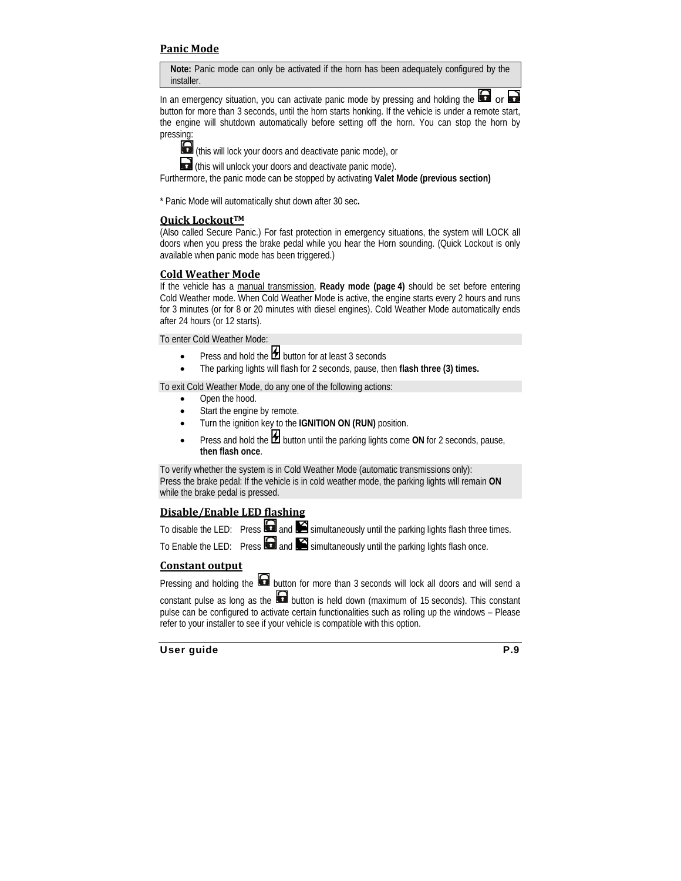## Panic Mode

> **Note:** Panic mode can only be activated if the horn has been adequately configured by the installer.

In an emergency situation, you can activate panic mode by pressing and holding the or button for more than 3 seconds, until the horn starts honking. If the vehicle is under a remote start, the engine will shutdown automatically before setting off the horn. You can stop the horn by pressing:

- (this will lock your doors and deactivate panic mode), or
- (this will unlock your doors and deactivate panic mode).

Furthermore, the panic mode can be stopped by activating **Valet Mode (previous section)**

* Panic Mode will automatically shut down after 30 sec**.**

## Quick Lockout™

(Also called Secure Panic.) For fast protection in emergency situations, the system will LOCK all doors when you press the brake pedal while you hear the Horn sounding. (Quick Lockout is only available when panic mode has been triggered.)

## Cold Weather Mode

If the vehicle has a manual transmission, **Ready mode (page 4)** should be set before entering Cold Weather mode. When Cold Weather Mode is active, the engine starts every 2 hours and runs for 3 minutes (or for 8 or 20 minutes with diesel engines). Cold Weather Mode automatically ends after 24 hours (or 12 starts).

To enter Cold Weather Mode:

- Press and hold the button for at least 3 seconds
- The parking lights will flash for 2 seconds, pause, then **flash three (3) times.**

To exit Cold Weather Mode, do any one of the following actions:

- Open the hood.
- Start the engine by remote.
- Turn the ignition key to the **IGNITION ON (RUN)** position.
- Press and hold the button until the parking lights come **ON** for 2 seconds, pause, **then flash once**.

To verify whether the system is in Cold Weather Mode (automatic transmissions only):
Press the brake pedal: If the vehicle is in cold weather mode, the parking lights will remain **ON** while the brake pedal is pressed.

## Disable/Enable LED flashing

To disable the LED: Press and simultaneously until the parking lights flash three times.

To Enable the LED: Press and simultaneously until the parking lights flash once.

## Constant output

Pressing and holding the button for more than 3 seconds will lock all doors and will send a constant pulse as long as the button is held down (maximum of 15 seconds). This constant pulse can be configured to activate certain functionalities such as rolling up the windows – Please refer to your installer to see if your vehicle is compatible with this option.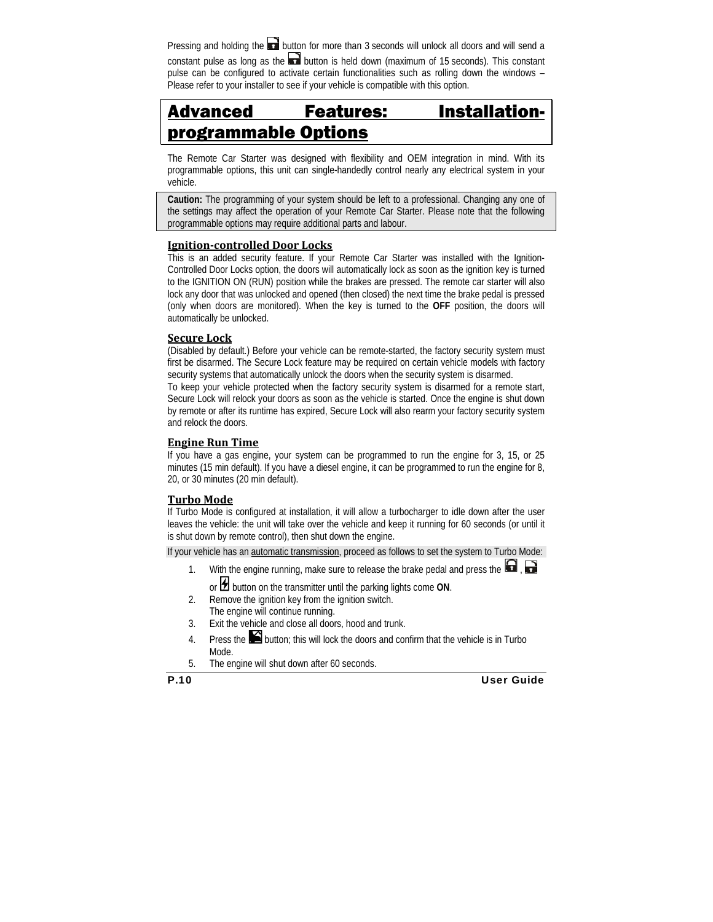Pressing and holding the button for more than 3 seconds will unlock all doors and will send a constant pulse as long as the button is held down (maximum of 15 seconds). This constant pulse can be configured to activate certain functionalities such as rolling down the windows – Please refer to your installer to see if your vehicle is compatible with this option.

# Advanced Features: Installation-programmable Options

The Remote Car Starter was designed with flexibility and OEM integration in mind. With its programmable options, this unit can single-handedly control nearly any electrical system in your vehicle.

**Caution:** The programming of your system should be left to a professional. Changing any one of the settings may affect the operation of your Remote Car Starter. Please note that the following programmable options may require additional parts and labour.

## Ignition-controlled Door Locks

This is an added security feature. If your Remote Car Starter was installed with the Ignition-Controlled Door Locks option, the doors will automatically lock as soon as the ignition key is turned to the IGNITION ON (RUN) position while the brakes are pressed. The remote car starter will also lock any door that was unlocked and opened (then closed) the next time the brake pedal is pressed (only when doors are monitored). When the key is turned to the **OFF** position, the doors will automatically be unlocked.

## Secure Lock

(Disabled by default.) Before your vehicle can be remote-started, the factory security system must first be disarmed. The Secure Lock feature may be required on certain vehicle models with factory security systems that automatically unlock the doors when the security system is disarmed.

To keep your vehicle protected when the factory security system is disarmed for a remote start, Secure Lock will relock your doors as soon as the vehicle is started. Once the engine is shut down by remote or after its runtime has expired, Secure Lock will also rearm your factory security system and relock the doors.

## Engine Run Time

If you have a gas engine, your system can be programmed to run the engine for 3, 15, or 25 minutes (15 min default). If you have a diesel engine, it can be programmed to run the engine for 8, 20, or 30 minutes (20 min default).

## Turbo Mode

If Turbo Mode is configured at installation, it will allow a turbocharger to idle down after the user leaves the vehicle: the unit will take over the vehicle and keep it running for 60 seconds (or until it is shut down by remote control), then shut down the engine.

If your vehicle has an automatic transmission, proceed as follows to set the system to Turbo Mode:

1. With the engine running, make sure to release the brake pedal and press the , or button on the transmitter until the parking lights come **ON**.
2. Remove the ignition key from the ignition switch.
   The engine will continue running.
3. Exit the vehicle and close all doors, hood and trunk.
4. Press the button; this will lock the doors and confirm that the vehicle is in Turbo Mode.
5. The engine will shut down after 60 seconds.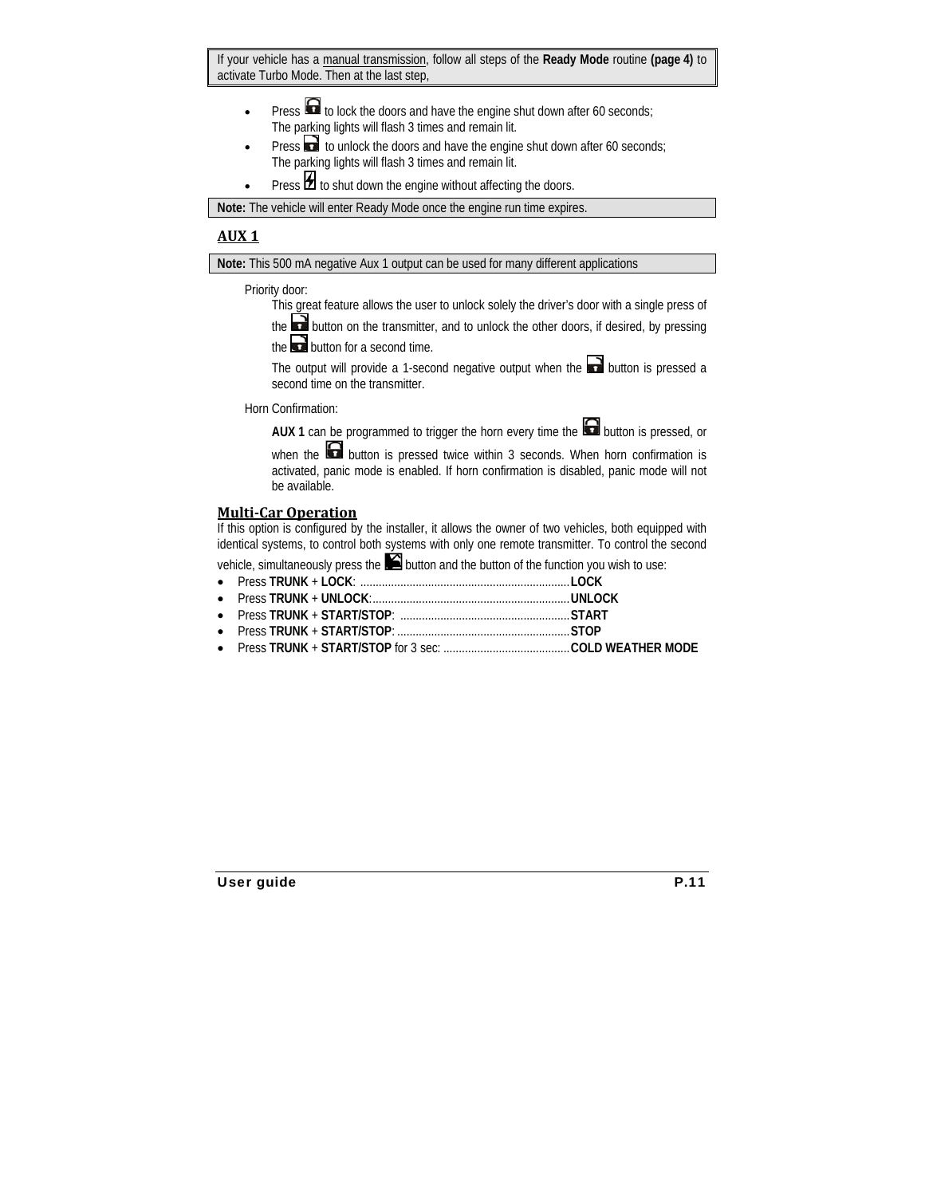If your vehicle has a manual transmission, follow all steps of the **Ready Mode** routine **(page 4)** to activate Turbo Mode. Then at the last step,

- Press  to lock the doors and have the engine shut down after 60 seconds; The parking lights will flash 3 times and remain lit.
- Press  to unlock the doors and have the engine shut down after 60 seconds; The parking lights will flash 3 times and remain lit.
- Press  to shut down the engine without affecting the doors.

**Note:** The vehicle will enter Ready Mode once the engine run time expires.

## AUX 1

**Note:** This 500 mA negative Aux 1 output can be used for many different applications

Priority door:

This great feature allows the user to unlock solely the driver's door with a single press of the  button on the transmitter, and to unlock the other doors, if desired, by pressing the  button for a second time.

The output will provide a 1-second negative output when the  button is pressed a second time on the transmitter.

Horn Confirmation:

**AUX 1** can be programmed to trigger the horn every time the  button is pressed, or when the  button is pressed twice within 3 seconds. When horn confirmation is activated, panic mode is enabled. If horn confirmation is disabled, panic mode will not be available.

## Multi-Car Operation

If this option is configured by the installer, it allows the owner of two vehicles, both equipped with identical systems, to control both systems with only one remote transmitter. To control the second vehicle, simultaneously press the  button and the button of the function you wish to use:

- Press **TRUNK** + **LOCK**: .................................................................... **LOCK**
- Press **TRUNK** + **UNLOCK**:................................................................ **UNLOCK**
- Press **TRUNK** + **START/STOP**: ....................................................... **START**
- Press **TRUNK** + **START/STOP**: ....................................................... **STOP**
- Press **TRUNK** + **START/STOP** for 3 sec: ......................................... **COLD WEATHER MODE**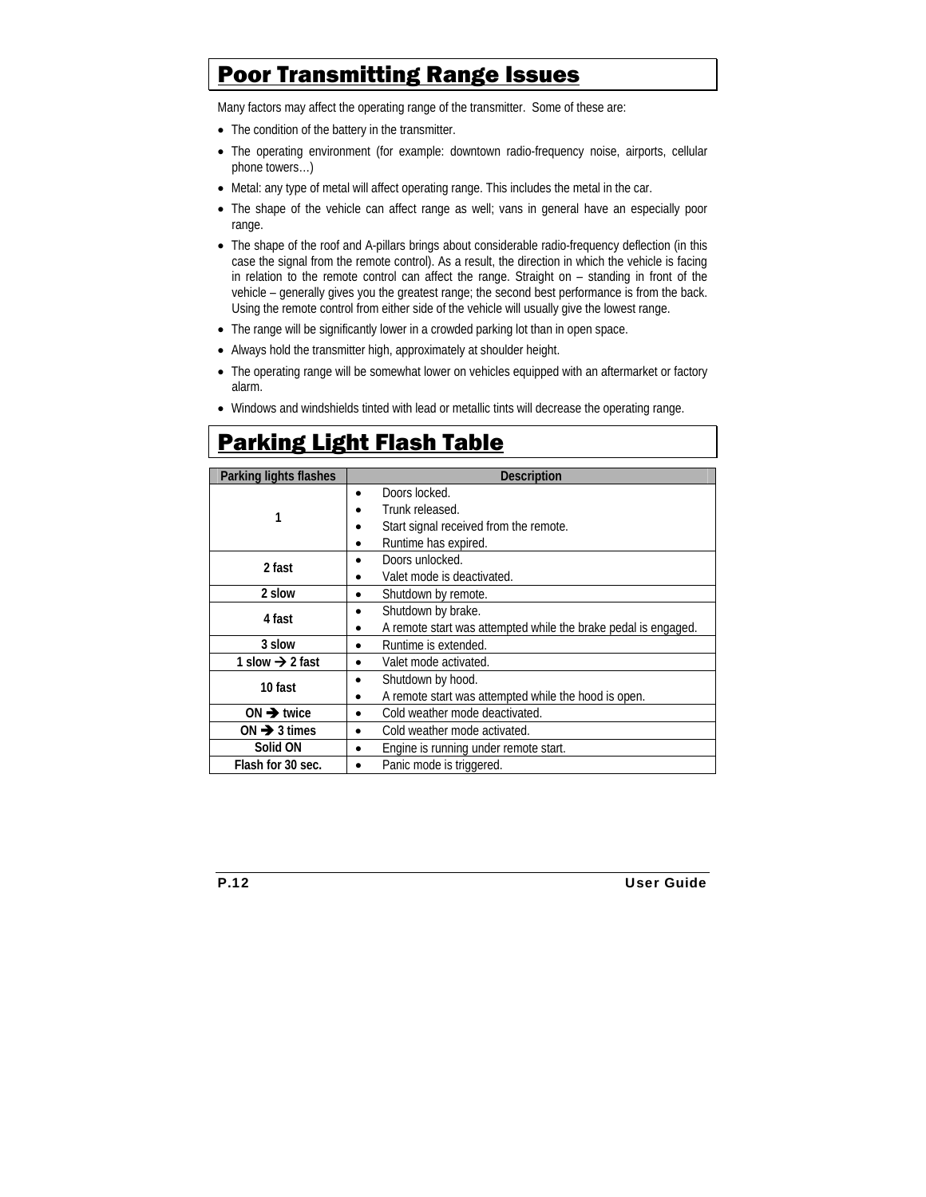## Poor Transmitting Range Issues

Many factors may affect the operating range of the transmitter. Some of these are:

- The condition of the battery in the transmitter.
- The operating environment (for example: downtown radio-frequency noise, airports, cellular phone towers…)
- Metal: any type of metal will affect operating range. This includes the metal in the car.
- The shape of the vehicle can affect range as well; vans in general have an especially poor range.
- The shape of the roof and A-pillars brings about considerable radio-frequency deflection (in this case the signal from the remote control). As a result, the direction in which the vehicle is facing in relation to the remote control can affect the range. Straight on – standing in front of the vehicle – generally gives you the greatest range; the second best performance is from the back. Using the remote control from either side of the vehicle will usually give the lowest range.
- The range will be significantly lower in a crowded parking lot than in open space.
- Always hold the transmitter high, approximately at shoulder height.
- The operating range will be somewhat lower on vehicles equipped with an aftermarket or factory alarm.
- Windows and windshields tinted with lead or metallic tints will decrease the operating range.

## Parking Light Flash Table

| Parking lights flashes | Description |
|---|---|
| **1** | • Doors locked.<br>• Trunk released.<br>• Start signal received from the remote.<br>• Runtime has expired. |
| **2 fast** | • Doors unlocked.<br>• Valet mode is deactivated. |
| **2 slow** | • Shutdown by remote. |
| **4 fast** | • Shutdown by brake.<br>• A remote start was attempted while the brake pedal is engaged. |
| **3 slow** | • Runtime is extended. |
| **1 slow → 2 fast** | • Valet mode activated. |
| **10 fast** | • Shutdown by hood.<br>• A remote start was attempted while the hood is open. |
| **ON → twice** | • Cold weather mode deactivated. |
| **ON → 3 times** | • Cold weather mode activated. |
| **Solid ON** | • Engine is running under remote start. |
| **Flash for 30 sec.** | • Panic mode is triggered. |